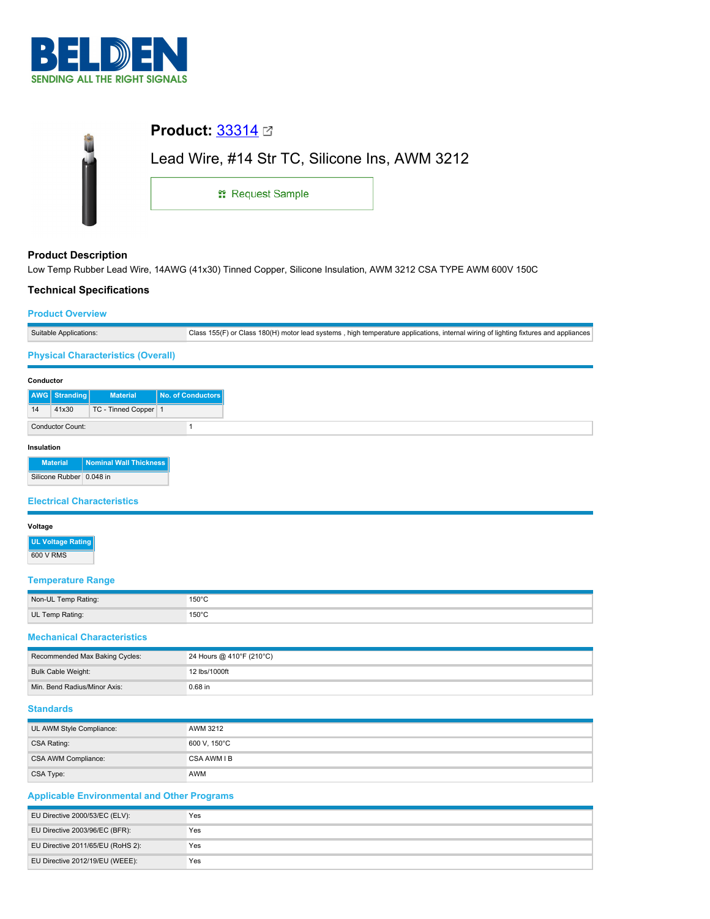# Product: 33314

Lead Wire, #14 Str TC, Silicone Ins, AWM 3212

Request Sample

## Product Description

Low Temp Rubber Lead Wire, 14AWG (41x30) Tinned Copper, Silicone Insulation, AWM 3212 CSA TYPE AWM 600V 150C

## Technical Specifications

### Product Overview

| | |
|---|---|
| Suitable Applications: | Class 155(F) or Class 180(H) motor lead systems , high temperature applications, internal wiring of lighting fixtures and appliances |

### Physical Characteristics (Overall)

**Conductor**

| AWG | Stranding | Material | No. of Conductors |
|---|---|---|---|
| 14 | 41x30 | TC - Tinned Copper | 1 |

| | |
|---|---|
| Conductor Count: | 1 |

**Insulation**

| Material | Nominal Wall Thickness |
|---|---|
| Silicone Rubber | 0.048 in |

### Electrical Characteristics

**Voltage**

| UL Voltage Rating |
|---|
| 600 V RMS |

### Temperature Range

| | |
|---|---|
| Non-UL Temp Rating: | 150°C |
| UL Temp Rating: | 150°C |

### Mechanical Characteristics

| | |
|---|---|
| Recommended Max Baking Cycles: | 24 Hours @ 410°F (210°C) |
| Bulk Cable Weight: | 12 lbs/1000ft |
| Min. Bend Radius/Minor Axis: | 0.68 in |

### Standards

| | |
|---|---|
| UL AWM Style Compliance: | AWM 3212 |
| CSA Rating: | 600 V, 150°C |
| CSA AWM Compliance: | CSA AWM I B |
| CSA Type: | AWM |

### Applicable Environmental and Other Programs

| | |
|---|---|
| EU Directive 2000/53/EC (ELV): | Yes |
| EU Directive 2003/96/EC (BFR): | Yes |
| EU Directive 2011/65/EU (RoHS 2): | Yes |
| EU Directive 2012/19/EU (WEEE): | Yes |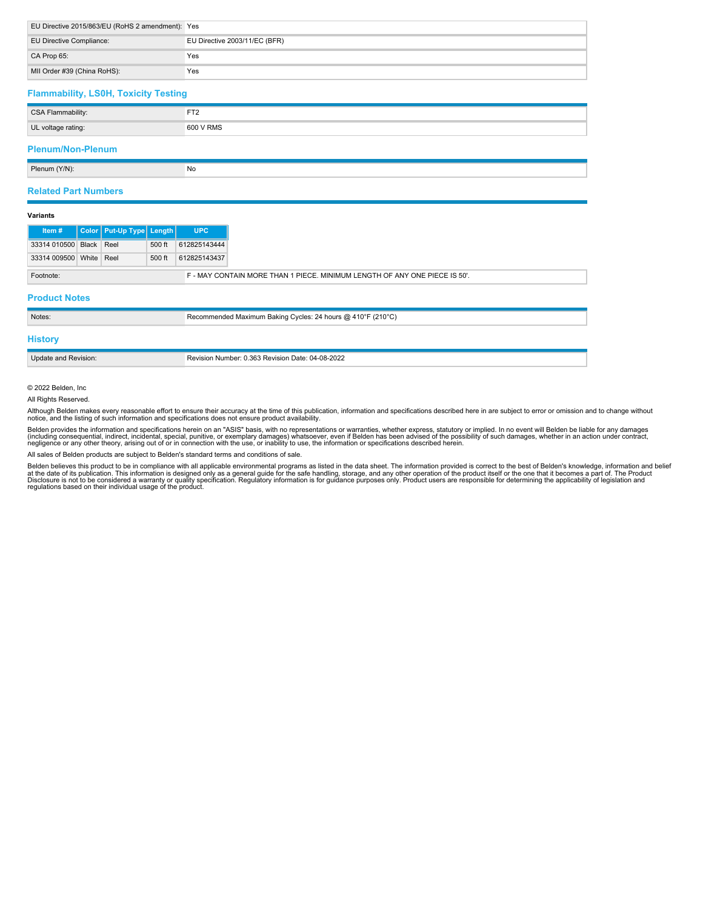| | |
|---|---|
| EU Directive 2015/863/EU (RoHS 2 amendment): | Yes |
| EU Directive Compliance: | EU Directive 2003/11/EC (BFR) |
| CA Prop 65: | Yes |
| MII Order #39 (China RoHS): | Yes |

## Flammability, LS0H, Toxicity Testing

| | |
|---|---|
| CSA Flammability: | FT2 |
| UL voltage rating: | 600 V RMS |

## Plenum/Non-Plenum

| | |
|---|---|
| Plenum (Y/N): | No |

## Related Part Numbers

**Variants**

| Item # | Color | Put-Up Type | Length | UPC |
|---|---|---|---|---|
| 33314 010500 | Black | Reel | 500 ft | 612825143444 |
| 33314 009500 | White | Reel | 500 ft | 612825143437 |

| | |
|---|---|
| Footnote: | F - MAY CONTAIN MORE THAN 1 PIECE. MINIMUM LENGTH OF ANY ONE PIECE IS 50'. |

## Product Notes

| | |
|---|---|
| Notes: | Recommended Maximum Baking Cycles: 24 hours @ 410°F (210°C) |

## History

| | |
|---|---|
| Update and Revision: | Revision Number: 0.363 Revision Date: 04-08-2022 |

© 2022 Belden, Inc

All Rights Reserved.

Although Belden makes every reasonable effort to ensure their accuracy at the time of this publication, information and specifications described here in are subject to error or omission and to change without notice, and the listing of such information and specifications does not ensure product availability.

Belden provides the information and specifications herein on an "ASIS" basis, with no representations or warranties, whether express, statutory or implied. In no event will Belden be liable for any damages (including consequential, indirect, incidental, special, punitive, or exemplary damages) whatsoever, even if Belden has been advised of the possibility of such damages, whether in an action under contract, negligence or any other theory, arising out of or in connection with the use, or inability to use, the information or specifications described herein.

All sales of Belden products are subject to Belden's standard terms and conditions of sale.

Belden believes this product to be in compliance with all applicable environmental programs as listed in the data sheet. The information provided is correct to the best of Belden's knowledge, information and belief at the date of its publication. This information is designed only as a general guide for the safe handling, storage, and any other operation of the product itself or the one that it becomes a part of. The Product Disclosure is not to be considered a warranty or quality specification. Regulatory information is for guidance purposes only. Product users are responsible for determining the applicability of legislation and regulations based on their individual usage of the product.